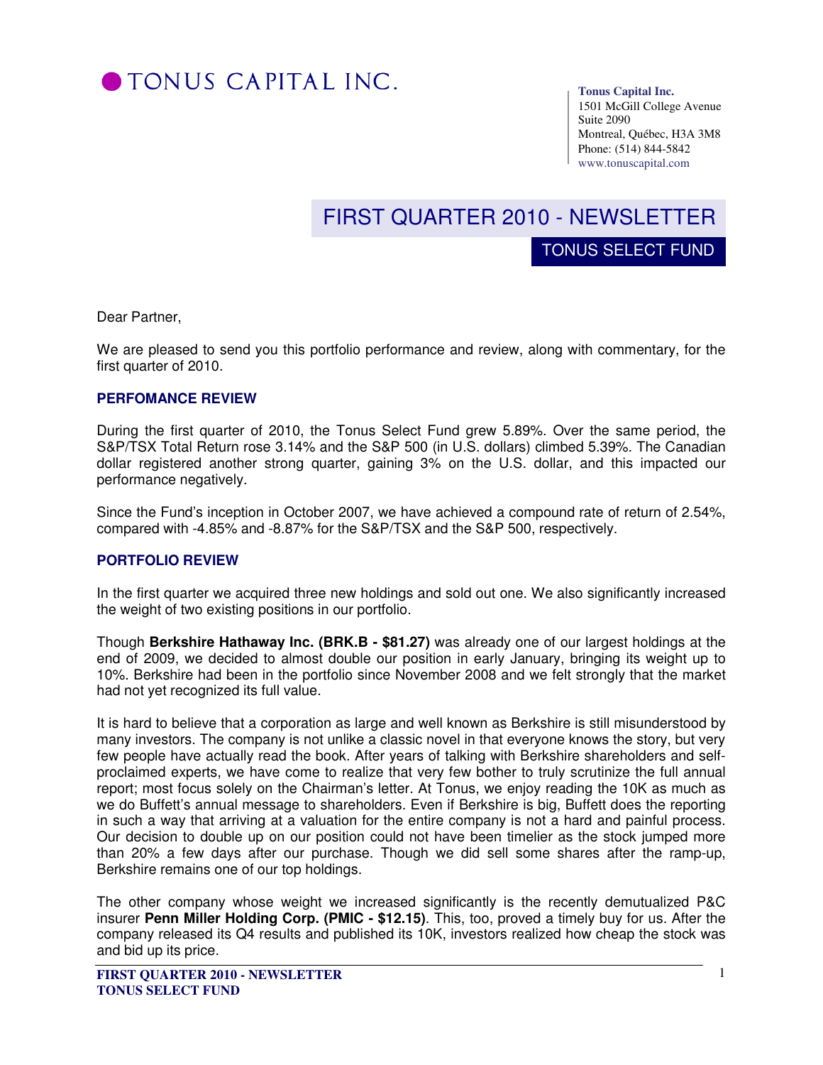# TONUS CAPITAL INC.

**Tonus Capital Inc.**
1501 McGill College Avenue
Suite 2090
Montreal, Québec, H3A 3M8
Phone: (514) 844-5842
www.tonuscapital.com

## FIRST QUARTER 2010 - NEWSLETTER

### TONUS SELECT FUND

Dear Partner,

We are pleased to send you this portfolio performance and review, along with commentary, for the first quarter of 2010.

### PERFOMANCE REVIEW

During the first quarter of 2010, the Tonus Select Fund grew 5.89%. Over the same period, the S&P/TSX Total Return rose 3.14% and the S&P 500 (in U.S. dollars) climbed 5.39%. The Canadian dollar registered another strong quarter, gaining 3% on the U.S. dollar, and this impacted our performance negatively.

Since the Fund's inception in October 2007, we have achieved a compound rate of return of 2.54%, compared with -4.85% and -8.87% for the S&P/TSX and the S&P 500, respectively.

### PORTFOLIO REVIEW

In the first quarter we acquired three new holdings and sold out one. We also significantly increased the weight of two existing positions in our portfolio.

Though **Berkshire Hathaway Inc. (BRK.B - $81.27)** was already one of our largest holdings at the end of 2009, we decided to almost double our position in early January, bringing its weight up to 10%. Berkshire had been in the portfolio since November 2008 and we felt strongly that the market had not yet recognized its full value.

It is hard to believe that a corporation as large and well known as Berkshire is still misunderstood by many investors. The company is not unlike a classic novel in that everyone knows the story, but very few people have actually read the book. After years of talking with Berkshire shareholders and self-proclaimed experts, we have come to realize that very few bother to truly scrutinize the full annual report; most focus solely on the Chairman's letter. At Tonus, we enjoy reading the 10K as much as we do Buffett's annual message to shareholders. Even if Berkshire is big, Buffett does the reporting in such a way that arriving at a valuation for the entire company is not a hard and painful process. Our decision to double up on our position could not have been timelier as the stock jumped more than 20% a few days after our purchase. Though we did sell some shares after the ramp-up, Berkshire remains one of our top holdings.

The other company whose weight we increased significantly is the recently demutualized P&C insurer **Penn Miller Holding Corp. (PMIC - $12.15)**. This, too, proved a timely buy for us. After the company released its Q4 results and published its 10K, investors realized how cheap the stock was and bid up its price.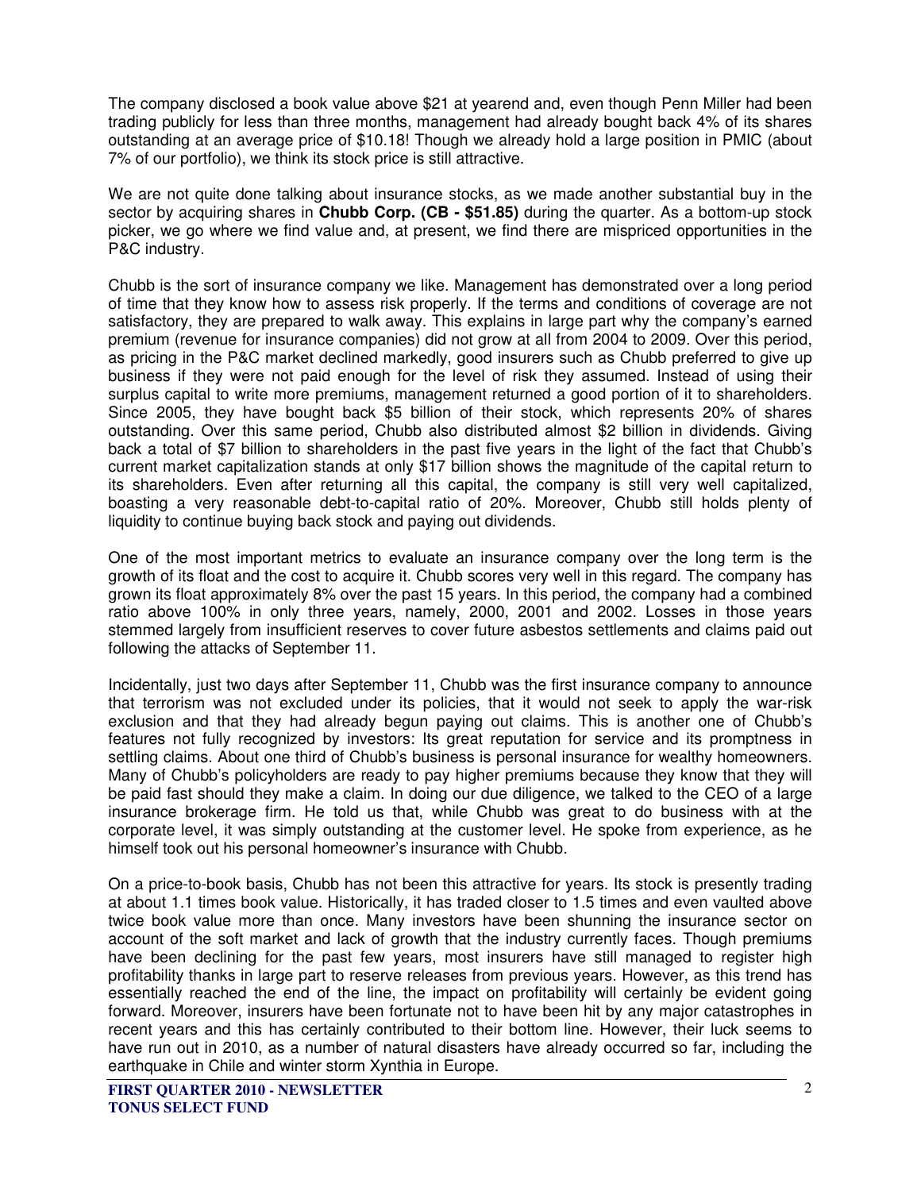The company disclosed a book value above $21 at yearend and, even though Penn Miller had been trading publicly for less than three months, management had already bought back 4% of its shares outstanding at an average price of $10.18! Though we already hold a large position in PMIC (about 7% of our portfolio), we think its stock price is still attractive.

We are not quite done talking about insurance stocks, as we made another substantial buy in the sector by acquiring shares in **Chubb Corp. (CB - $51.85)** during the quarter. As a bottom-up stock picker, we go where we find value and, at present, we find there are mispriced opportunities in the P&C industry.

Chubb is the sort of insurance company we like. Management has demonstrated over a long period of time that they know how to assess risk properly. If the terms and conditions of coverage are not satisfactory, they are prepared to walk away. This explains in large part why the company's earned premium (revenue for insurance companies) did not grow at all from 2004 to 2009. Over this period, as pricing in the P&C market declined markedly, good insurers such as Chubb preferred to give up business if they were not paid enough for the level of risk they assumed. Instead of using their surplus capital to write more premiums, management returned a good portion of it to shareholders. Since 2005, they have bought back $5 billion of their stock, which represents 20% of shares outstanding. Over this same period, Chubb also distributed almost $2 billion in dividends. Giving back a total of $7 billion to shareholders in the past five years in the light of the fact that Chubb's current market capitalization stands at only $17 billion shows the magnitude of the capital return to its shareholders. Even after returning all this capital, the company is still very well capitalized, boasting a very reasonable debt-to-capital ratio of 20%. Moreover, Chubb still holds plenty of liquidity to continue buying back stock and paying out dividends.

One of the most important metrics to evaluate an insurance company over the long term is the growth of its float and the cost to acquire it. Chubb scores very well in this regard. The company has grown its float approximately 8% over the past 15 years. In this period, the company had a combined ratio above 100% in only three years, namely, 2000, 2001 and 2002. Losses in those years stemmed largely from insufficient reserves to cover future asbestos settlements and claims paid out following the attacks of September 11.

Incidentally, just two days after September 11, Chubb was the first insurance company to announce that terrorism was not excluded under its policies, that it would not seek to apply the war-risk exclusion and that they had already begun paying out claims. This is another one of Chubb's features not fully recognized by investors: Its great reputation for service and its promptness in settling claims. About one third of Chubb's business is personal insurance for wealthy homeowners. Many of Chubb's policyholders are ready to pay higher premiums because they know that they will be paid fast should they make a claim. In doing our due diligence, we talked to the CEO of a large insurance brokerage firm. He told us that, while Chubb was great to do business with at the corporate level, it was simply outstanding at the customer level. He spoke from experience, as he himself took out his personal homeowner's insurance with Chubb.

On a price-to-book basis, Chubb has not been this attractive for years. Its stock is presently trading at about 1.1 times book value. Historically, it has traded closer to 1.5 times and even vaulted above twice book value more than once. Many investors have been shunning the insurance sector on account of the soft market and lack of growth that the industry currently faces. Though premiums have been declining for the past few years, most insurers have still managed to register high profitability thanks in large part to reserve releases from previous years. However, as this trend has essentially reached the end of the line, the impact on profitability will certainly be evident going forward. Moreover, insurers have been fortunate not to have been hit by any major catastrophes in recent years and this has certainly contributed to their bottom line. However, their luck seems to have run out in 2010, as a number of natural disasters have already occurred so far, including the earthquake in Chile and winter storm Xynthia in Europe.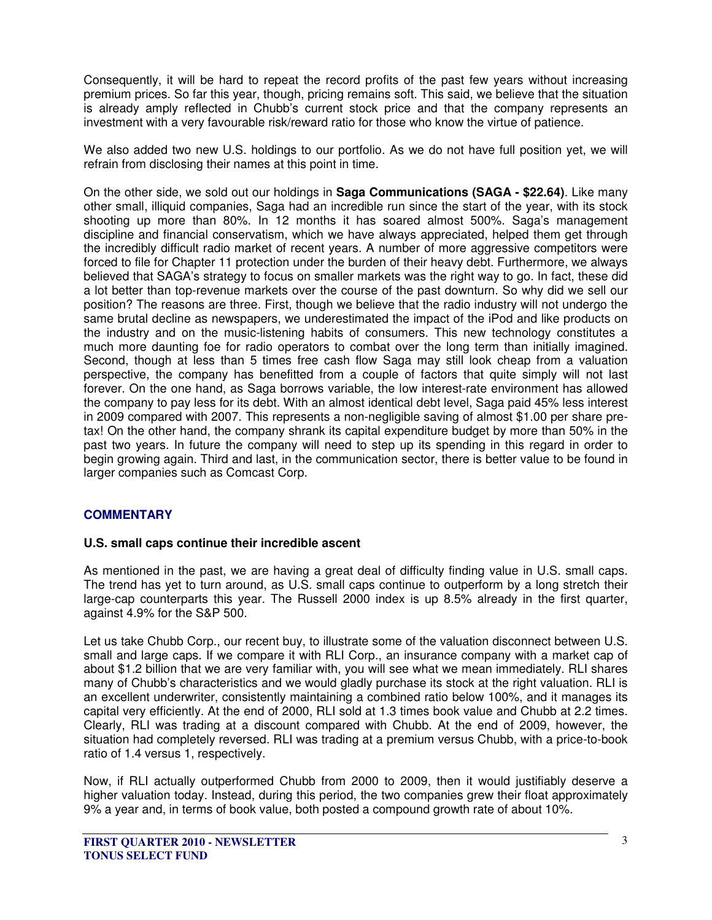Consequently, it will be hard to repeat the record profits of the past few years without increasing premium prices. So far this year, though, pricing remains soft. This said, we believe that the situation is already amply reflected in Chubb's current stock price and that the company represents an investment with a very favourable risk/reward ratio for those who know the virtue of patience.

We also added two new U.S. holdings to our portfolio. As we do not have full position yet, we will refrain from disclosing their names at this point in time.

On the other side, we sold out our holdings in **Saga Communications (SAGA - $22.64)**. Like many other small, illiquid companies, Saga had an incredible run since the start of the year, with its stock shooting up more than 80%. In 12 months it has soared almost 500%. Saga's management discipline and financial conservatism, which we have always appreciated, helped them get through the incredibly difficult radio market of recent years. A number of more aggressive competitors were forced to file for Chapter 11 protection under the burden of their heavy debt. Furthermore, we always believed that SAGA's strategy to focus on smaller markets was the right way to go. In fact, these did a lot better than top-revenue markets over the course of the past downturn. So why did we sell our position? The reasons are three. First, though we believe that the radio industry will not undergo the same brutal decline as newspapers, we underestimated the impact of the iPod and like products on the industry and on the music-listening habits of consumers. This new technology constitutes a much more daunting foe for radio operators to combat over the long term than initially imagined. Second, though at less than 5 times free cash flow Saga may still look cheap from a valuation perspective, the company has benefitted from a couple of factors that quite simply will not last forever. On the one hand, as Saga borrows variable, the low interest-rate environment has allowed the company to pay less for its debt. With an almost identical debt level, Saga paid 45% less interest in 2009 compared with 2007. This represents a non-negligible saving of almost $1.00 per share pre-tax! On the other hand, the company shrank its capital expenditure budget by more than 50% in the past two years. In future the company will need to step up its spending in this regard in order to begin growing again. Third and last, in the communication sector, there is better value to be found in larger companies such as Comcast Corp.

## COMMENTARY

### U.S. small caps continue their incredible ascent

As mentioned in the past, we are having a great deal of difficulty finding value in U.S. small caps. The trend has yet to turn around, as U.S. small caps continue to outperform by a long stretch their large-cap counterparts this year. The Russell 2000 index is up 8.5% already in the first quarter, against 4.9% for the S&P 500.

Let us take Chubb Corp., our recent buy, to illustrate some of the valuation disconnect between U.S. small and large caps. If we compare it with RLI Corp., an insurance company with a market cap of about $1.2 billion that we are very familiar with, you will see what we mean immediately. RLI shares many of Chubb's characteristics and we would gladly purchase its stock at the right valuation. RLI is an excellent underwriter, consistently maintaining a combined ratio below 100%, and it manages its capital very efficiently. At the end of 2000, RLI sold at 1.3 times book value and Chubb at 2.2 times. Clearly, RLI was trading at a discount compared with Chubb. At the end of 2009, however, the situation had completely reversed. RLI was trading at a premium versus Chubb, with a price-to-book ratio of 1.4 versus 1, respectively.

Now, if RLI actually outperformed Chubb from 2000 to 2009, then it would justifiably deserve a higher valuation today. Instead, during this period, the two companies grew their float approximately 9% a year and, in terms of book value, both posted a compound growth rate of about 10%.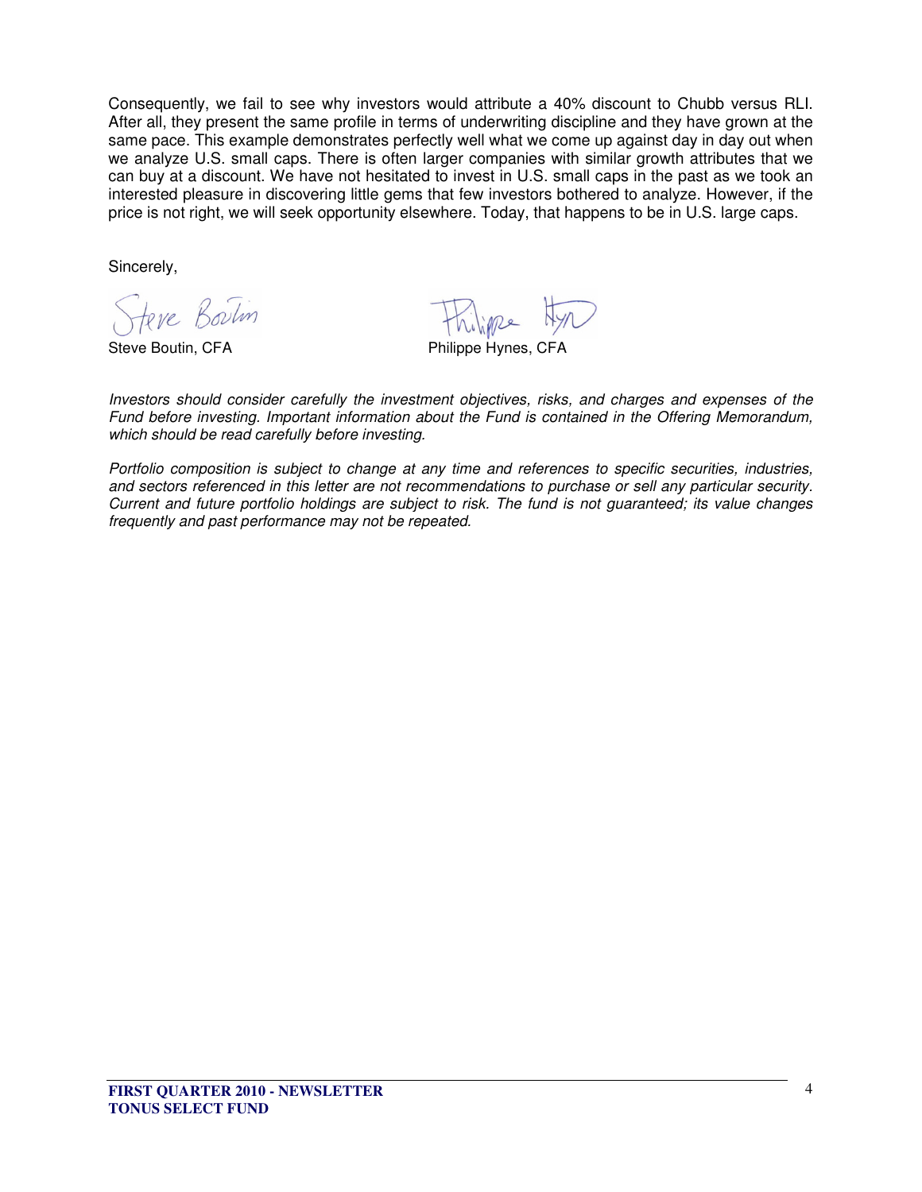Consequently, we fail to see why investors would attribute a 40% discount to Chubb versus RLI. After all, they present the same profile in terms of underwriting discipline and they have grown at the same pace. This example demonstrates perfectly well what we come up against day in day out when we analyze U.S. small caps. There is often larger companies with similar growth attributes that we can buy at a discount. We have not hesitated to invest in U.S. small caps in the past as we took an interested pleasure in discovering little gems that few investors bothered to analyze. However, if the price is not right, we will seek opportunity elsewhere. Today, that happens to be in U.S. large caps.

Sincerely,

Steve Boutin, CFA

Philippe Hynes, CFA

*Investors should consider carefully the investment objectives, risks, and charges and expenses of the Fund before investing. Important information about the Fund is contained in the Offering Memorandum, which should be read carefully before investing.*

*Portfolio composition is subject to change at any time and references to specific securities, industries, and sectors referenced in this letter are not recommendations to purchase or sell any particular security. Current and future portfolio holdings are subject to risk. The fund is not guaranteed; its value changes frequently and past performance may not be repeated.*